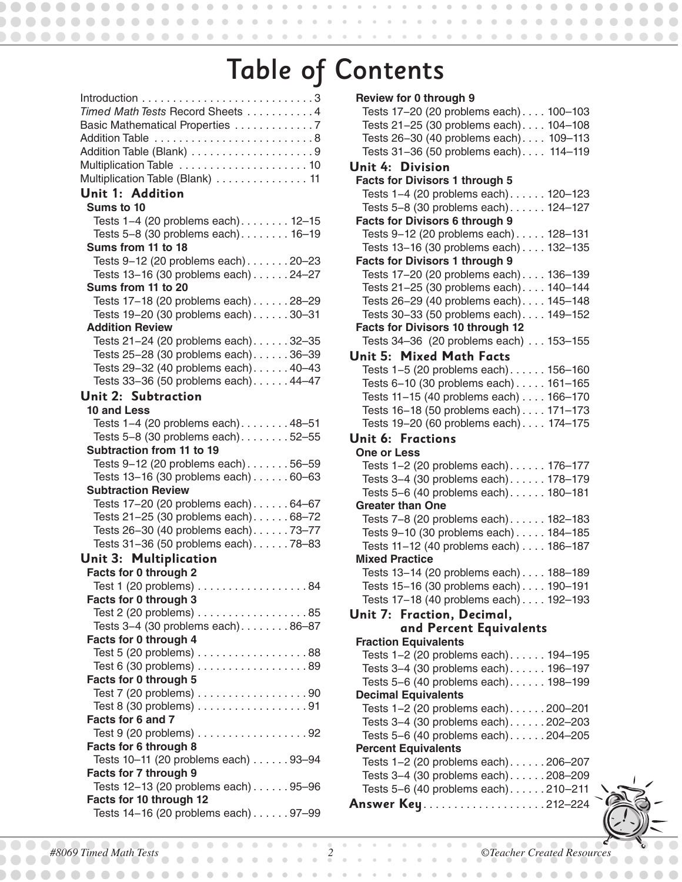# Table of Contents

Introduction . . . . . . . . . . . . . . . . . . . . . . . . . . . . 3
*Timed Math Tests* Record Sheets . . . . . . . . . . . 4
Basic Mathematical Properties . . . . . . . . . . . . . 7
Addition Table . . . . . . . . . . . . . . . . . . . . . . . . . . 8
Addition Table (Blank) . . . . . . . . . . . . . . . . . . . . 9
Multiplication Table . . . . . . . . . . . . . . . . . . . . . 10
Multiplication Table (Blank) . . . . . . . . . . . . . . . 11

## Unit 1: Addition

**Sums to 10**

Tests 1–4 (20 problems each) . . . . . . . . 12–15
Tests 5–8 (30 problems each) . . . . . . . . 16–19

**Sums from 11 to 18**

Tests 9–12 (20 problems each) . . . . . . . 20–23
Tests 13–16 (30 problems each) . . . . . . 24–27

**Sums from 11 to 20**

Tests 17–18 (20 problems each) . . . . . . 28–29
Tests 19–20 (30 problems each) . . . . . . 30–31

**Addition Review**

Tests 21–24 (20 problems each) . . . . . . 32–35
Tests 25–28 (30 problems each) . . . . . . 36–39
Tests 29–32 (40 problems each) . . . . . . 40–43
Tests 33–36 (50 problems each) . . . . . . 44–47

## Unit 2: Subtraction

**10 and Less**

Tests 1–4 (20 problems each) . . . . . . . . 48–51
Tests 5–8 (30 problems each) . . . . . . . . 52–55

**Subtraction from 11 to 19**

Tests 9–12 (20 problems each) . . . . . . . 56–59
Tests 13–16 (30 problems each) . . . . . . 60–63

**Subtraction Review**

Tests 17–20 (20 problems each) . . . . . . 64–67
Tests 21–25 (30 problems each) . . . . . . 68–72
Tests 26–30 (40 problems each) . . . . . . 73–77
Tests 31–36 (50 problems each) . . . . . . 78–83

## Unit 3: Multiplication

**Facts for 0 through 2**

Test 1 (20 problems) . . . . . . . . . . . . . . . . . . 84

**Facts for 0 through 3**

Test 2 (20 problems) . . . . . . . . . . . . . . . . . . 85
Tests 3–4 (30 problems each) . . . . . . . . 86–87

**Facts for 0 through 4**

Test 5 (20 problems) . . . . . . . . . . . . . . . . . . 88
Test 6 (30 problems) . . . . . . . . . . . . . . . . . . 89

**Facts for 0 through 5**

Test 7 (20 problems) . . . . . . . . . . . . . . . . . . 90
Test 8 (30 problems) . . . . . . . . . . . . . . . . . . 91

**Facts for 6 and 7**

Test 9 (20 problems) . . . . . . . . . . . . . . . . . . 92

**Facts for 6 through 8**

Tests 10–11 (20 problems each) . . . . . . 93–94

**Facts for 7 through 9**

Tests 12–13 (20 problems each) . . . . . . 95–96

**Facts for 10 through 12**

Tests 14–16 (20 problems each) . . . . . . 97–99

**Review for 0 through 9**

Tests 17–20 (20 problems each) . . . . 100–103
Tests 21–25 (30 problems each) . . . . 104–108
Tests 26–30 (40 problems each) . . . . 109–113
Tests 31–36 (50 problems each) . . . . 114–119

## Unit 4: Division

**Facts for Divisors 1 through 5**

Tests 1–4 (20 problems each) . . . . . . 120–123
Tests 5–8 (30 problems each) . . . . . . 124–127

**Facts for Divisors 6 through 9**

Tests 9–12 (20 problems each) . . . . . 128–131
Tests 13–16 (30 problems each) . . . . 132–135

**Facts for Divisors 1 through 9**

Tests 17–20 (20 problems each) . . . . 136–139
Tests 21–25 (30 problems each) . . . . 140–144
Tests 26–29 (40 problems each) . . . . 145–148
Tests 30–33 (50 problems each) . . . . 149–152

**Facts for Divisors 10 through 12**

Tests 34–36 (20 problems each) . . . 153–155

## Unit 5: Mixed Math Facts

Tests 1–5 (20 problems each) . . . . . . 156–160
Tests 6–10 (30 problems each) . . . . . 161–165
Tests 11–15 (40 problems each) . . . . 166–170
Tests 16–18 (50 problems each) . . . . 171–173
Tests 19–20 (60 problems each) . . . . 174–175

## Unit 6: Fractions

**One or Less**

Tests 1–2 (20 problems each) . . . . . . 176–177
Tests 3–4 (30 problems each) . . . . . . 178–179
Tests 5–6 (40 problems each) . . . . . . 180–181

**Greater than One**

Tests 7–8 (20 problems each) . . . . . . 182–183
Tests 9–10 (30 problems each) . . . . . 184–185
Tests 11–12 (40 problems each) . . . . 186–187

**Mixed Practice**

Tests 13–14 (20 problems each) . . . . 188–189
Tests 15–16 (30 problems each) . . . . 190–191
Tests 17–18 (40 problems each) . . . . 192–193

## Unit 7: Fraction, Decimal, and Percent Equivalents

**Fraction Equivalents**

Tests 1–2 (20 problems each) . . . . . . 194–195
Tests 3–4 (30 problems each) . . . . . . 196–197
Tests 5–6 (40 problems each) . . . . . . 198–199

**Decimal Equivalents**

Tests 1–2 (20 problems each) . . . . . . 200–201
Tests 3–4 (30 problems each) . . . . . . 202–203
Tests 5–6 (40 problems each) . . . . . . 204–205

**Percent Equivalents**

Tests 1–2 (20 problems each) . . . . . . 206–207
Tests 3–4 (30 problems each) . . . . . . 208–209
Tests 5–6 (40 problems each) . . . . . . 210–211

## Answer Key . . . . . . . . . . . . . . . . . . . 212–224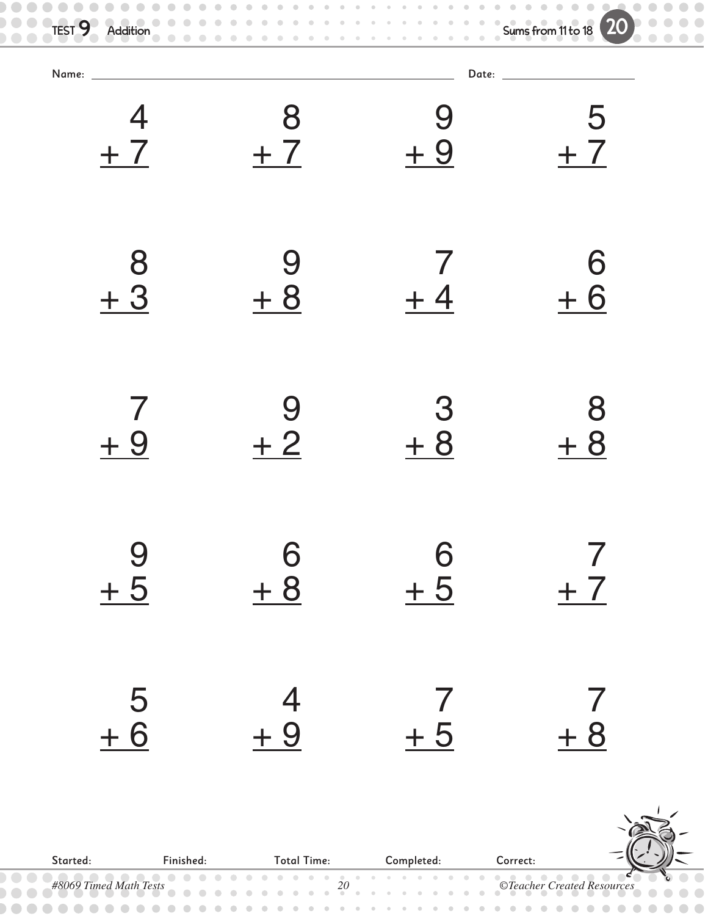# TEST 9 Addition

Sums from 11 to 18

Name: ______________________ Date: ______________

| | | | |
|---|---|---|---|
| $4 + 7$ | $8 + 7$ | $9 + 9$ | $5 + 7$ |
| $8 + 3$ | $9 + 8$ | $7 + 4$ | $6 + 6$ |
| $7 + 9$ | $9 + 2$ | $3 + 8$ | $8 + 8$ |
| $9 + 5$ | $6 + 8$ | $6 + 5$ | $7 + 7$ |
| $5 + 6$ | $4 + 9$ | $7 + 5$ | $7 + 8$ |

Started: Finished: Total Time: Completed: Correct: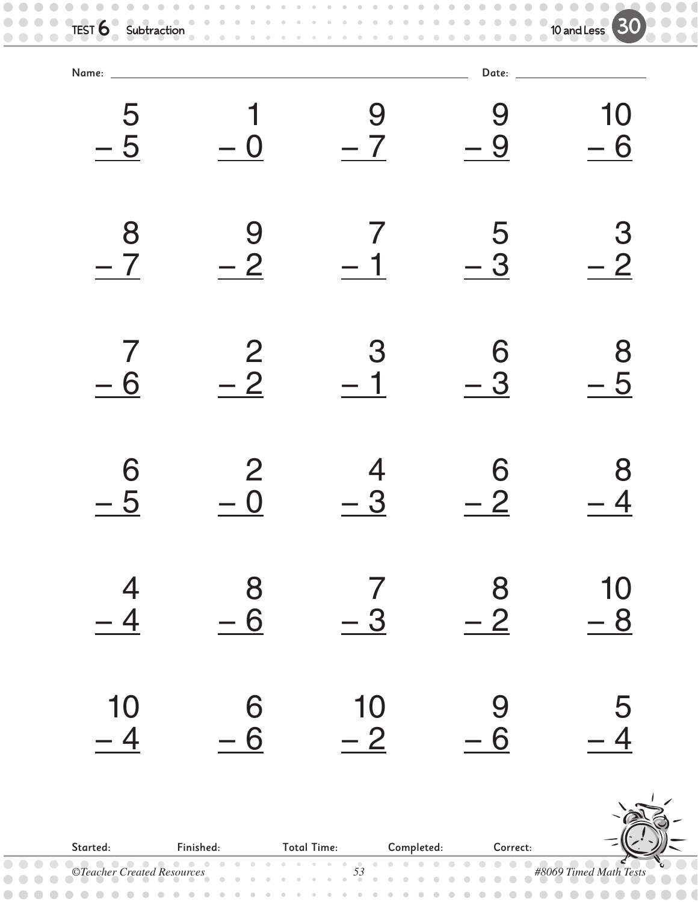TEST 6 Subtraction — 10 and Less — 30

Name: ______________________ Date: ______________

| | | | | |
|---|---|---|---|---|
| $5 - 5$ | $1 - 0$ | $9 - 7$ | $9 - 9$ | $10 - 6$ |
| $8 - 7$ | $9 - 2$ | $7 - 1$ | $5 - 3$ | $3 - 2$ |
| $7 - 6$ | $2 - 2$ | $3 - 1$ | $6 - 3$ | $8 - 5$ |
| $6 - 5$ | $2 - 0$ | $4 - 3$ | $6 - 2$ | $8 - 4$ |
| $4 - 4$ | $8 - 6$ | $7 - 3$ | $8 - 2$ | $10 - 8$ |
| $10 - 4$ | $6 - 6$ | $10 - 2$ | $9 - 6$ | $5 - 4$ |

Started: ______ Finished: ______ Total Time: ______ Completed: ______ Correct: ______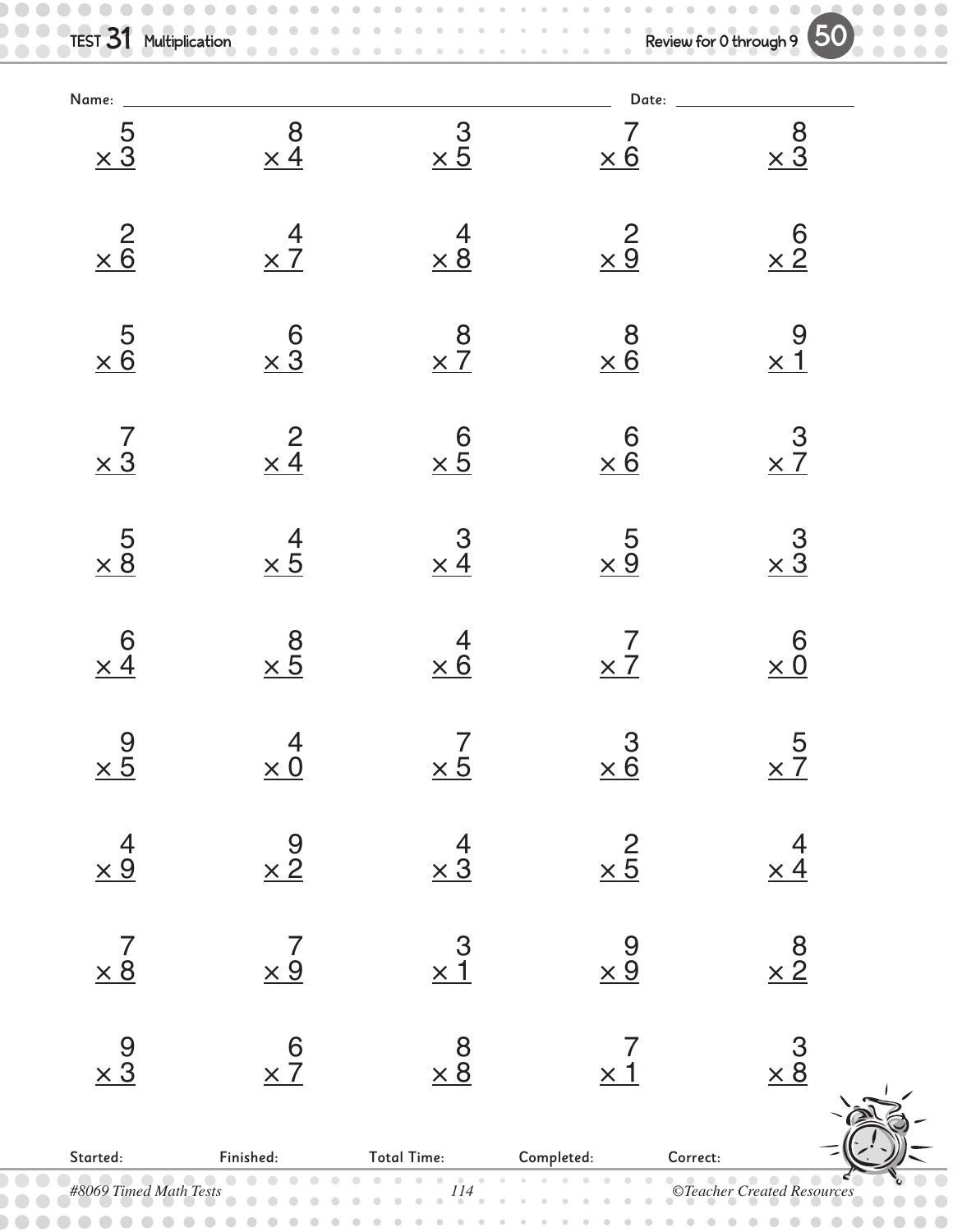# TEST 31 Multiplication

Review for 0 through 9 — 50

Name: ______________________ Date: __________

| | | | | |
|---|---|---|---|---|
| $5 \times 3$ | $8 \times 4$ | $3 \times 5$ | $7 \times 6$ | $8 \times 3$ |
| $2 \times 6$ | $4 \times 7$ | $4 \times 8$ | $2 \times 9$ | $6 \times 2$ |
| $5 \times 6$ | $6 \times 3$ | $8 \times 7$ | $8 \times 6$ | $9 \times 1$ |
| $7 \times 3$ | $2 \times 4$ | $6 \times 5$ | $6 \times 6$ | $3 \times 7$ |
| $5 \times 8$ | $4 \times 5$ | $3 \times 4$ | $5 \times 9$ | $3 \times 3$ |
| $6 \times 4$ | $8 \times 5$ | $4 \times 6$ | $7 \times 7$ | $6 \times 0$ |
| $9 \times 5$ | $4 \times 0$ | $7 \times 5$ | $3 \times 6$ | $5 \times 7$ |
| $4 \times 9$ | $9 \times 2$ | $4 \times 3$ | $2 \times 5$ | $4 \times 4$ |
| $7 \times 8$ | $7 \times 9$ | $3 \times 1$ | $9 \times 9$ | $8 \times 2$ |
| $9 \times 3$ | $6 \times 7$ | $8 \times 8$ | $7 \times 1$ | $3 \times 8$ |

Started: Finished: Total Time: Completed: Correct: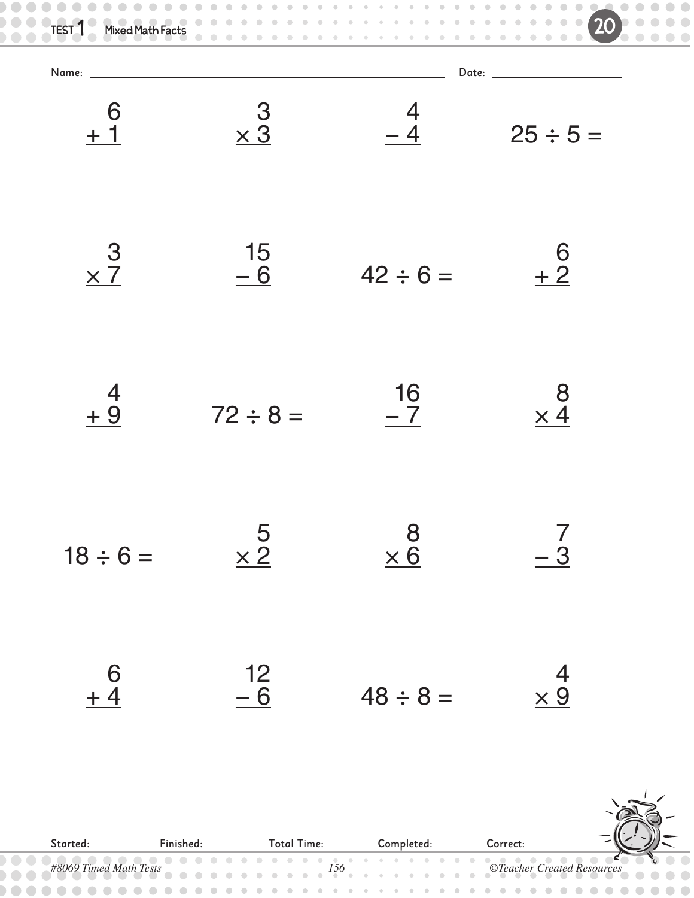# TEST 1 Mixed Math Facts

Name: ______________________ Date: ____________

| | | | |
|---|---|---|---|
| $6 + 1$ | $3 \times 3$ | $4 - 4$ | $25 \div 5 =$ |
| $3 \times 7$ | $15 - 6$ | $42 \div 6 =$ | $6 + 2$ |
| $4 + 9$ | $72 \div 8 =$ | $16 - 7$ | $8 \times 4$ |
| $18 \div 6 =$ | $5 \times 2$ | $8 \times 6$ | $7 - 3$ |
| $6 + 4$ | $12 - 6$ | $48 \div 8 =$ | $4 \times 9$ |

Started: Finished: Total Time: Completed: Correct: